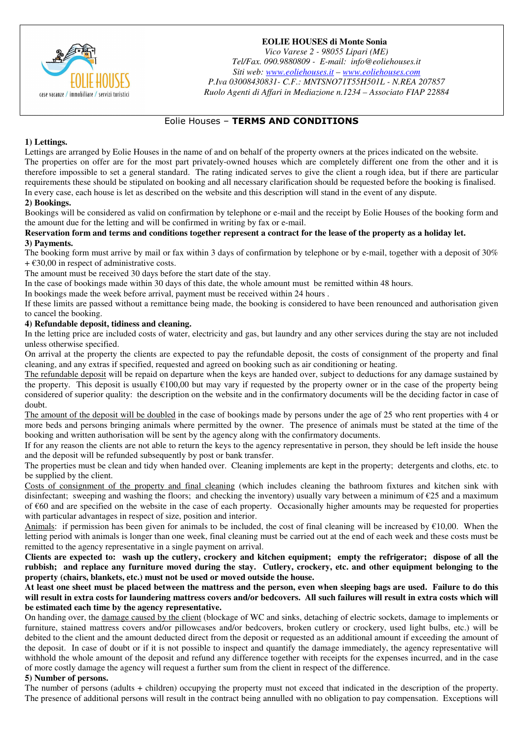**EOLIE HOUSES di Monte Sonia**
*Vico Varese 2 - 98055 Lipari (ME)*
*Tel/Fax. 090.9880809 - E-mail: info@eoliehouses.it*
*Siti web: www.eoliehouses.it – www.eoliehouses.com*
*P.Iva 03008430831- C.F.: MNTSNO71T55H501L - N.REA 207857*
*Ruolo Agenti di Affari in Mediazione n.1234 – Associato FIAP 22884*

# Eolie Houses – **TERMS AND CONDITIONS**

**1) Lettings.**

Lettings are arranged by Eolie Houses in the name of and on behalf of the property owners at the prices indicated on the website.
The properties on offer are for the most part privately-owned houses which are completely different one from the other and it is therefore impossible to set a general standard. The rating indicated serves to give the client a rough idea, but if there are particular requirements these should be stipulated on booking and all necessary clarification should be requested before the booking is finalised.
In every case, each house is let as described on the website and this description will stand in the event of any dispute.

**2) Bookings.**

Bookings will be considered as valid on confirmation by telephone or e-mail and the receipt by Eolie Houses of the booking form and the amount due for the letting and will be confirmed in writing by fax or e-mail.

**Reservation form and terms and conditions together represent a contract for the lease of the property as a holiday let.**

**3) Payments.**

The booking form must arrive by mail or fax within 3 days of confirmation by telephone or by e-mail, together with a deposit of 30% + €30,00 in respect of administrative costs.
The amount must be received 30 days before the start date of the stay.
In the case of bookings made within 30 days of this date, the whole amount must be remitted within 48 hours.
In bookings made the week before arrival, payment must be received within 24 hours .
If these limits are passed without a remittance being made, the booking is considered to have been renounced and authorisation given to cancel the booking.

**4) Refundable deposit, tidiness and cleaning.**

In the letting price are included costs of water, electricity and gas, but laundry and any other services during the stay are not included unless otherwise specified.
On arrival at the property the clients are expected to pay the refundable deposit, the costs of consignment of the property and final cleaning, and any extras if specified, requested and agreed on booking such as air conditioning or heating.
The refundable deposit will be repaid on departure when the keys are handed over, subject to deductions for any damage sustained by the property. This deposit is usually €100,00 but may vary if requested by the property owner or in the case of the property being considered of superior quality: the description on the website and in the confirmatory documents will be the deciding factor in case of doubt.
The amount of the deposit will be doubled in the case of bookings made by persons under the age of 25 who rent properties with 4 or more beds and persons bringing animals where permitted by the owner. The presence of animals must be stated at the time of the booking and written authorisation will be sent by the agency along with the confirmatory documents.
If for any reason the clients are not able to return the keys to the agency representative in person, they should be left inside the house and the deposit will be refunded subsequently by post or bank transfer.
The properties must be clean and tidy when handed over. Cleaning implements are kept in the property; detergents and cloths, etc. to be supplied by the client.
Costs of consignment of the property and final cleaning (which includes cleaning the bathroom fixtures and kitchen sink with disinfectant; sweeping and washing the floors; and checking the inventory) usually vary between a minimum of €25 and a maximum of €60 and are specified on the website in the case of each property. Occasionally higher amounts may be requested for properties with particular advantages in respect of size, position and interior.
Animals: if permission has been given for animals to be included, the cost of final cleaning will be increased by €10,00. When the letting period with animals is longer than one week, final cleaning must be carried out at the end of each week and these costs must be remitted to the agency representative in a single payment on arrival.

**Clients are expected to: wash up the cutlery, crockery and kitchen equipment; empty the refrigerator; dispose of all the rubbish; and replace any furniture moved during the stay. Cutlery, crockery, etc. and other equipment belonging to the property (chairs, blankets, etc.) must not be used or moved outside the house.**

**At least one sheet must be placed between the mattress and the person, even when sleeping bags are used. Failure to do this will result in extra costs for laundering mattress covers and/or bedcovers. All such failures will result in extra costs which will be estimated each time by the agency representative.**

On handing over, the damage caused by the client (blockage of WC and sinks, detaching of electric sockets, damage to implements or furniture, stained mattress covers and/or pillowcases and/or bedcovers, broken cutlery or crockery, used light bulbs, etc.) will be debited to the client and the amount deducted direct from the deposit or requested as an additional amount if exceeding the amount of the deposit. In case of doubt or if it is not possible to inspect and quantify the damage immediately, the agency representative will withhold the whole amount of the deposit and refund any difference together with receipts for the expenses incurred, and in the case of more costly damage the agency will request a further sum from the client in respect of the difference.

**5) Number of persons.**

The number of persons (adults + children) occupying the property must not exceed that indicated in the description of the property. The presence of additional persons will result in the contract being annulled with no obligation to pay compensation. Exceptions will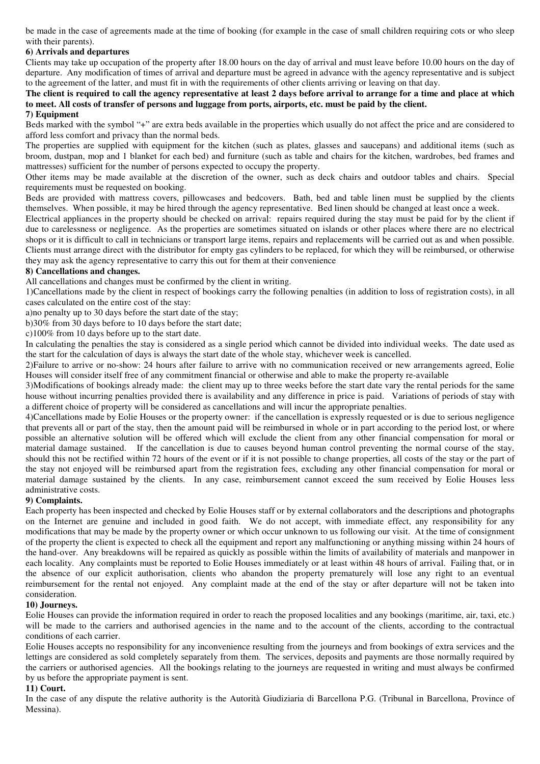be made in the case of agreements made at the time of booking (for example in the case of small children requiring cots or who sleep with their parents).

**6) Arrivals and departures**

Clients may take up occupation of the property after 18.00 hours on the day of arrival and must leave before 10.00 hours on the day of departure. Any modification of times of arrival and departure must be agreed in advance with the agency representative and is subject to the agreement of the latter, and must fit in with the requirements of other clients arriving or leaving on that day.

**The client is required to call the agency representative at least 2 days before arrival to arrange for a time and place at which to meet. All costs of transfer of persons and luggage from ports, airports, etc. must be paid by the client.**

**7) Equipment**

Beds marked with the symbol "+" are extra beds available in the properties which usually do not affect the price and are considered to afford less comfort and privacy than the normal beds.

The properties are supplied with equipment for the kitchen (such as plates, glasses and saucepans) and additional items (such as broom, dustpan, mop and 1 blanket for each bed) and furniture (such as table and chairs for the kitchen, wardrobes, bed frames and mattresses) sufficient for the number of persons expected to occupy the property.

Other items may be made available at the discretion of the owner, such as deck chairs and outdoor tables and chairs. Special requirements must be requested on booking.

Beds are provided with mattress covers, pillowcases and bedcovers. Bath, bed and table linen must be supplied by the clients themselves. When possible, it may be hired through the agency representative. Bed linen should be changed at least once a week.

Electrical appliances in the property should be checked on arrival: repairs required during the stay must be paid for by the client if due to carelessness or negligence. As the properties are sometimes situated on islands or other places where there are no electrical shops or it is difficult to call in technicians or transport large items, repairs and replacements will be carried out as and when possible. Clients must arrange direct with the distributor for empty gas cylinders to be replaced, for which they will be reimbursed, or otherwise they may ask the agency representative to carry this out for them at their convenience

**8) Cancellations and changes.**

All cancellations and changes must be confirmed by the client in writing.

1)Cancellations made by the client in respect of bookings carry the following penalties (in addition to loss of registration costs), in all cases calculated on the entire cost of the stay:

a)no penalty up to 30 days before the start date of the stay;

b)30% from 30 days before to 10 days before the start date;

c)100% from 10 days before up to the start date.

In calculating the penalties the stay is considered as a single period which cannot be divided into individual weeks. The date used as the start for the calculation of days is always the start date of the whole stay, whichever week is cancelled.

2)Failure to arrive or no-show: 24 hours after failure to arrive with no communication received or new arrangements agreed, Eolie Houses will consider itself free of any commitment financial or otherwise and able to make the property re-available

3)Modifications of bookings already made: the client may up to three weeks before the start date vary the rental periods for the same house without incurring penalties provided there is availability and any difference in price is paid. Variations of periods of stay with a different choice of property will be considered as cancellations and will incur the appropriate penalties.

4)Cancellations made by Eolie Houses or the property owner: if the cancellation is expressly requested or is due to serious negligence that prevents all or part of the stay, then the amount paid will be reimbursed in whole or in part according to the period lost, or where possible an alternative solution will be offered which will exclude the client from any other financial compensation for moral or material damage sustained. If the cancellation is due to causes beyond human control preventing the normal course of the stay, should this not be rectified within 72 hours of the event or if it is not possible to change properties, all costs of the stay or the part of the stay not enjoyed will be reimbursed apart from the registration fees, excluding any other financial compensation for moral or material damage sustained by the clients. In any case, reimbursement cannot exceed the sum received by Eolie Houses less administrative costs.

**9) Complaints.**

Each property has been inspected and checked by Eolie Houses staff or by external collaborators and the descriptions and photographs on the Internet are genuine and included in good faith. We do not accept, with immediate effect, any responsibility for any modifications that may be made by the property owner or which occur unknown to us following our visit. At the time of consignment of the property the client is expected to check all the equipment and report any malfunctioning or anything missing within 24 hours of the hand-over. Any breakdowns will be repaired as quickly as possible within the limits of availability of materials and manpower in each locality. Any complaints must be reported to Eolie Houses immediately or at least within 48 hours of arrival. Failing that, or in the absence of our explicit authorisation, clients who abandon the property prematurely will lose any right to an eventual reimbursement for the rental not enjoyed. Any complaint made at the end of the stay or after departure will not be taken into consideration.

**10) Journeys.**

Eolie Houses can provide the information required in order to reach the proposed localities and any bookings (maritime, air, taxi, etc.) will be made to the carriers and authorised agencies in the name and to the account of the clients, according to the contractual conditions of each carrier.

Eolie Houses accepts no responsibility for any inconvenience resulting from the journeys and from bookings of extra services and the lettings are considered as sold completely separately from them. The services, deposits and payments are those normally required by the carriers or authorised agencies. All the bookings relating to the journeys are requested in writing and must always be confirmed by us before the appropriate payment is sent.

**11) Court.**

In the case of any dispute the relative authority is the Autorità Giudiziaria di Barcellona P.G. (Tribunal in Barcellona, Province of Messina).